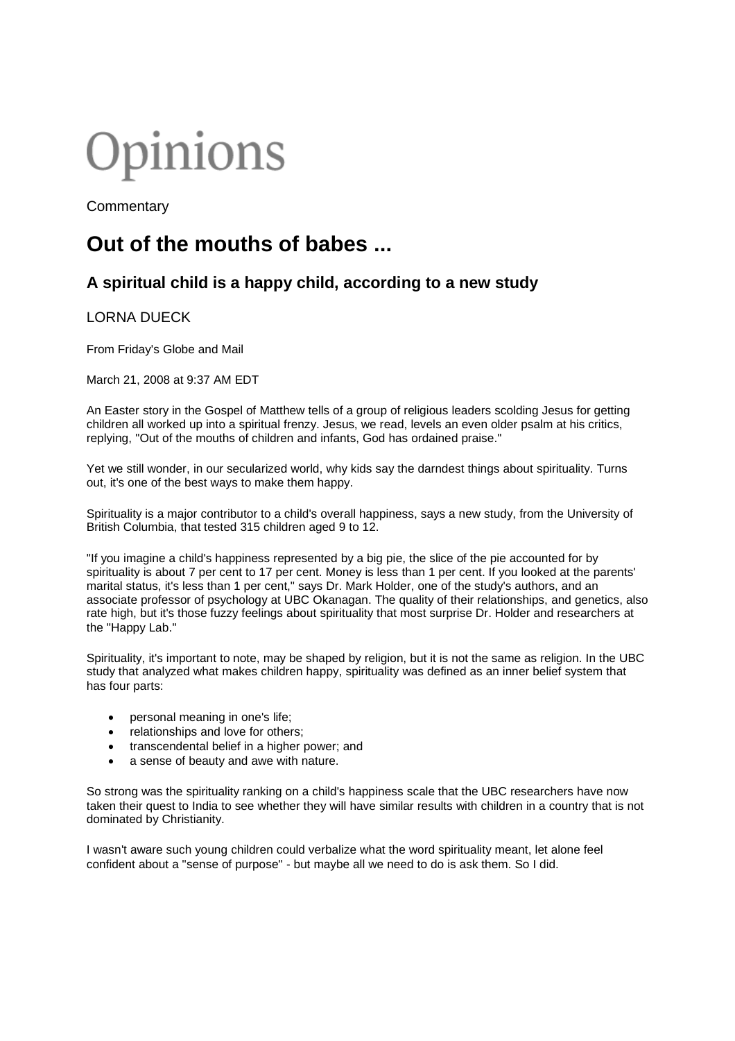# Opinions

Commentary

## Out of the mouths of babes ...

### A spiritual child is a happy child, according to a new study

LORNA DUECK

From Friday's Globe and Mail

March 21, 2008 at 9:37 AM EDT

An Easter story in the Gospel of Matthew tells of a group of religious leaders scolding Jesus for getting children all worked up into a spiritual frenzy. Jesus, we read, levels an even older psalm at his critics, replying, "Out of the mouths of children and infants, God has ordained praise."

Yet we still wonder, in our secularized world, why kids say the darndest things about spirituality. Turns out, it's one of the best ways to make them happy.

Spirituality is a major contributor to a child's overall happiness, says a new study, from the University of British Columbia, that tested 315 children aged 9 to 12.

"If you imagine a child's happiness represented by a big pie, the slice of the pie accounted for by spirituality is about 7 per cent to 17 per cent. Money is less than 1 per cent. If you looked at the parents' marital status, it's less than 1 per cent," says Dr. Mark Holder, one of the study's authors, and an associate professor of psychology at UBC Okanagan. The quality of their relationships, and genetics, also rate high, but it's those fuzzy feelings about spirituality that most surprise Dr. Holder and researchers at the "Happy Lab."

Spirituality, it's important to note, may be shaped by religion, but it is not the same as religion. In the UBC study that analyzed what makes children happy, spirituality was defined as an inner belief system that has four parts:

- personal meaning in one's life;
- relationships and love for others;
- transcendental belief in a higher power; and
- a sense of beauty and awe with nature.

So strong was the spirituality ranking on a child's happiness scale that the UBC researchers have now taken their quest to India to see whether they will have similar results with children in a country that is not dominated by Christianity.

I wasn't aware such young children could verbalize what the word spirituality meant, let alone feel confident about a "sense of purpose" - but maybe all we need to do is ask them. So I did.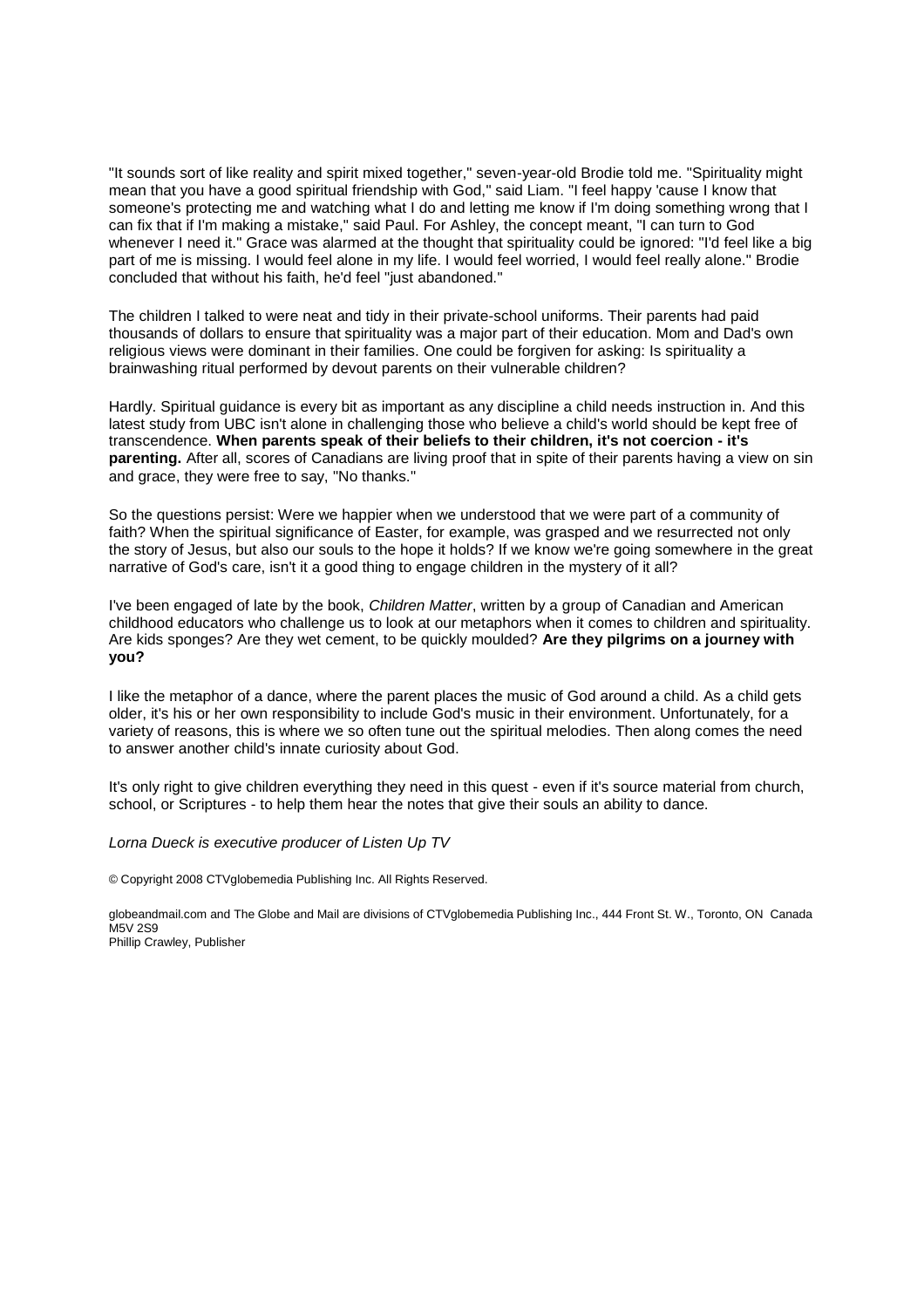"It sounds sort of like reality and spirit mixed together," seven-year-old Brodie told me. "Spirituality might mean that you have a good spiritual friendship with God," said Liam. "I feel happy 'cause I know that someone's protecting me and watching what I do and letting me know if I'm doing something wrong that I can fix that if I'm making a mistake," said Paul. For Ashley, the concept meant, "I can turn to God whenever I need it." Grace was alarmed at the thought that spirituality could be ignored: "I'd feel like a big part of me is missing. I would feel alone in my life. I would feel worried, I would feel really alone." Brodie concluded that without his faith, he'd feel "just abandoned."

The children I talked to were neat and tidy in their private-school uniforms. Their parents had paid thousands of dollars to ensure that spirituality was a major part of their education. Mom and Dad's own religious views were dominant in their families. One could be forgiven for asking: Is spirituality a brainwashing ritual performed by devout parents on their vulnerable children?

Hardly. Spiritual guidance is every bit as important as any discipline a child needs instruction in. And this latest study from UBC isn't alone in challenging those who believe a child's world should be kept free of transcendence. **When parents speak of their beliefs to their children, it's not coercion - it's parenting.** After all, scores of Canadians are living proof that in spite of their parents having a view on sin and grace, they were free to say, "No thanks."

So the questions persist: Were we happier when we understood that we were part of a community of faith? When the spiritual significance of Easter, for example, was grasped and we resurrected not only the story of Jesus, but also our souls to the hope it holds? If we know we're going somewhere in the great narrative of God's care, isn't it a good thing to engage children in the mystery of it all?

I've been engaged of late by the book, *Children Matter*, written by a group of Canadian and American childhood educators who challenge us to look at our metaphors when it comes to children and spirituality. Are kids sponges? Are they wet cement, to be quickly moulded? **Are they pilgrims on a journey with you?**

I like the metaphor of a dance, where the parent places the music of God around a child. As a child gets older, it's his or her own responsibility to include God's music in their environment. Unfortunately, for a variety of reasons, this is where we so often tune out the spiritual melodies. Then along comes the need to answer another child's innate curiosity about God.

It's only right to give children everything they need in this quest - even if it's source material from church, school, or Scriptures - to help them hear the notes that give their souls an ability to dance.

*Lorna Dueck is executive producer of Listen Up TV*

© Copyright 2008 CTVglobemedia Publishing Inc. All Rights Reserved.

globeandmail.com and The Globe and Mail are divisions of CTVglobemedia Publishing Inc., 444 Front St. W., Toronto, ON Canada M5V 2S9
Phillip Crawley, Publisher